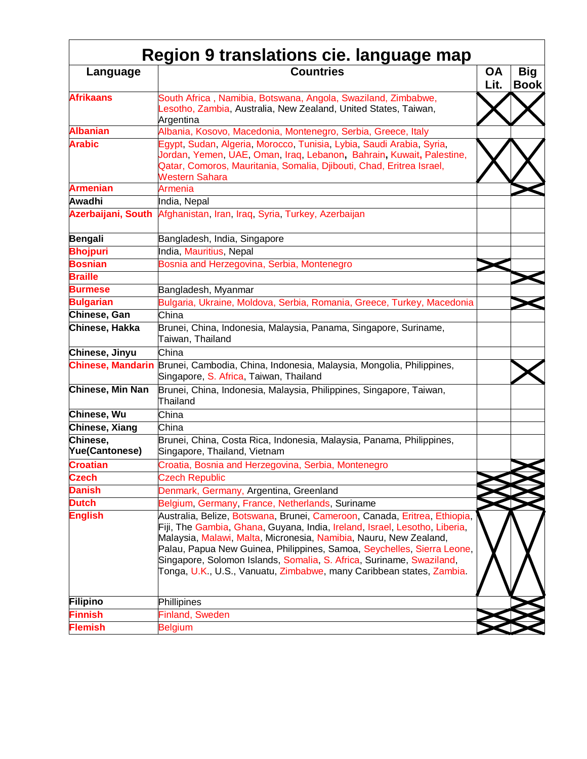# Region 9 translations cie. language map

| Language | Countries | OA Lit. | Big Book |
|---|---|---|---|
| Afrikaans | South Africa , Namibia, Botswana, Angola, Swaziland, Zimbabwe, Lesotho, Zambia, Australia, New Zealand, United States, Taiwan, Argentina | X | X |
| Albanian | Albania, Kosovo, Macedonia, Montenegro, Serbia, Greece, Italy | | |
| Arabic | Egypt, Sudan, Algeria, Morocco, Tunisia, Lybia, Saudi Arabia, Syria, Jordan, Yemen, UAE, Oman, Iraq, Lebanon, Bahrain, Kuwait, Palestine, Qatar, Comoros, Mauritania, Somalia, Djibouti, Chad, Eritrea Israel, Western Sahara | X | X |
| Armenian | Armenia | | X |
| Awadhi | India, Nepal | | |
| Azerbaijani, South | Afghanistan, Iran, Iraq, Syria, Turkey, Azerbaijan | | |
| Bengali | Bangladesh, India, Singapore | | |
| Bhojpuri | India, Mauritius, Nepal | | |
| Bosnian | Bosnia and Herzegovina, Serbia, Montenegro | X | |
| Braille | | | X |
| Burmese | Bangladesh, Myanmar | | |
| Bulgarian | Bulgaria, Ukraine, Moldova, Serbia, Romania, Greece, Turkey, Macedonia | | X |
| Chinese, Gan | China | | |
| Chinese, Hakka | Brunei, China, Indonesia, Malaysia, Panama, Singapore, Suriname, Taiwan, Thailand | | |
| Chinese, Jinyu | China | | |
| Chinese, Mandarin | Brunei, Cambodia, China, Indonesia, Malaysia, Mongolia, Philippines, Singapore, S. Africa, Taiwan, Thailand | | X |
| Chinese, Min Nan | Brunei, China, Indonesia, Malaysia, Philippines, Singapore, Taiwan, Thailand | | |
| Chinese, Wu | China | | |
| Chinese, Xiang | China | | |
| Chinese, Yue(Cantonese) | Brunei, China, Costa Rica, Indonesia, Malaysia, Panama, Philippines, Singapore, Thailand, Vietnam | | |
| Croatian | Croatia, Bosnia and Herzegovina, Serbia, Montenegro | | X |
| Czech | Czech Republic | X | X |
| Danish | Denmark, Germany, Argentina, Greenland | X | X |
| Dutch | Belgium, Germany, France, Netherlands, Suriname | X | X |
| English | Australia, Belize, Botswana, Brunei, Cameroon, Canada, Eritrea, Ethiopia, Fiji, The Gambia, Ghana, Guyana, India, Ireland, Israel, Lesotho, Liberia, Malaysia, Malawi, Malta, Micronesia, Namibia, Nauru, New Zealand, Palau, Papua New Guinea, Philippines, Samoa, Seychelles, Sierra Leone, Singapore, Solomon Islands, Somalia, S. Africa, Suriname, Swaziland, Tonga, U.K., U.S., Vanuatu, Zimbabwe, many Caribbean states, Zambia. | X | X |
| Filipino | Phillipines | | X |
| Finnish | Finland, Sweden | X | X |
| Flemish | Belgium | X | X |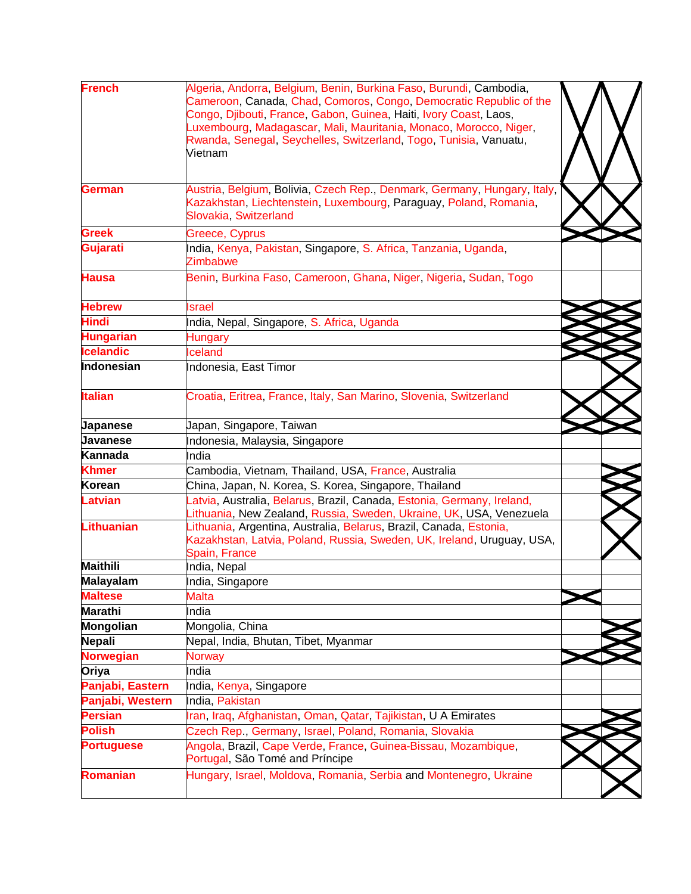| | | | |
|---|---|---|---|
| **French** | Algeria, Andorra, Belgium, Benin, Burkina Faso, Burundi, Cambodia, Cameroon, Canada, Chad, Comoros, Congo, Democratic Republic of the Congo, Djibouti, France, Gabon, Guinea, Haiti, Ivory Coast, Laos, Luxembourg, Madagascar, Mali, Mauritania, Monaco, Morocco, Niger, Rwanda, Senegal, Seychelles, Switzerland, Togo, Tunisia, Vanuatu, Vietnam | X | X |
| **German** | Austria, Belgium, Bolivia, Czech Rep., Denmark, Germany, Hungary, Italy, Kazakhstan, Liechtenstein, Luxembourg, Paraguay, Poland, Romania, Slovakia, Switzerland | X | X |
| **Greek** | Greece, Cyprus | X | X |
| **Gujarati** | India, Kenya, Pakistan, Singapore, S. Africa, Tanzania, Uganda, Zimbabwe | | |
| **Hausa** | Benin, Burkina Faso, Cameroon, Ghana, Niger, Nigeria, Sudan, Togo | | |
| **Hebrew** | Israel | X | X |
| **Hindi** | India, Nepal, Singapore, S. Africa, Uganda | X | X |
| **Hungarian** | Hungary | X | X |
| **Icelandic** | Iceland | X | X |
| **Indonesian** | Indonesia, East Timor | | X |
| **Italian** | Croatia, Eritrea, France, Italy, San Marino, Slovenia, Switzerland | X | X |
| **Japanese** | Japan, Singapore, Taiwan | X | X |
| **Javanese** | Indonesia, Malaysia, Singapore | | |
| **Kannada** | India | | |
| **Khmer** | Cambodia, Vietnam, Thailand, USA, France, Australia | | X |
| **Korean** | China, Japan, N. Korea, S. Korea, Singapore, Thailand | | X |
| **Latvian** | Latvia, Australia, Belarus, Brazil, Canada, Estonia, Germany, Ireland, Lithuania, New Zealand, Russia, Sweden, Ukraine, UK, USA, Venezuela | | X |
| **Lithuanian** | Lithuania, Argentina, Australia, Belarus, Brazil, Canada, Estonia, Kazakhstan, Latvia, Poland, Russia, Sweden, UK, Ireland, Uruguay, USA, Spain, France | | X |
| **Maithili** | India, Nepal | | |
| **Malayalam** | India, Singapore | | |
| **Maltese** | Malta | X | |
| **Marathi** | India | | |
| **Mongolian** | Mongolia, China | | X |
| **Nepali** | Nepal, India, Bhutan, Tibet, Myanmar | | X |
| **Norwegian** | Norway | X | X |
| **Oriya** | India | | |
| **Panjabi, Eastern** | India, Kenya, Singapore | | |
| **Panjabi, Western** | India, Pakistan | | |
| **Persian** | Iran, Iraq, Afghanistan, Oman, Qatar, Tajikistan, U A Emirates | | X |
| **Polish** | Czech Rep., Germany, Israel, Poland, Romania, Slovakia | X | X |
| **Portuguese** | Angola, Brazil, Cape Verde, France, Guinea-Bissau, Mozambique, Portugal, São Tomé and Príncipe | X | X |
| **Romanian** | Hungary, Israel, Moldova, Romania, Serbia and Montenegro, Ukraine | | X |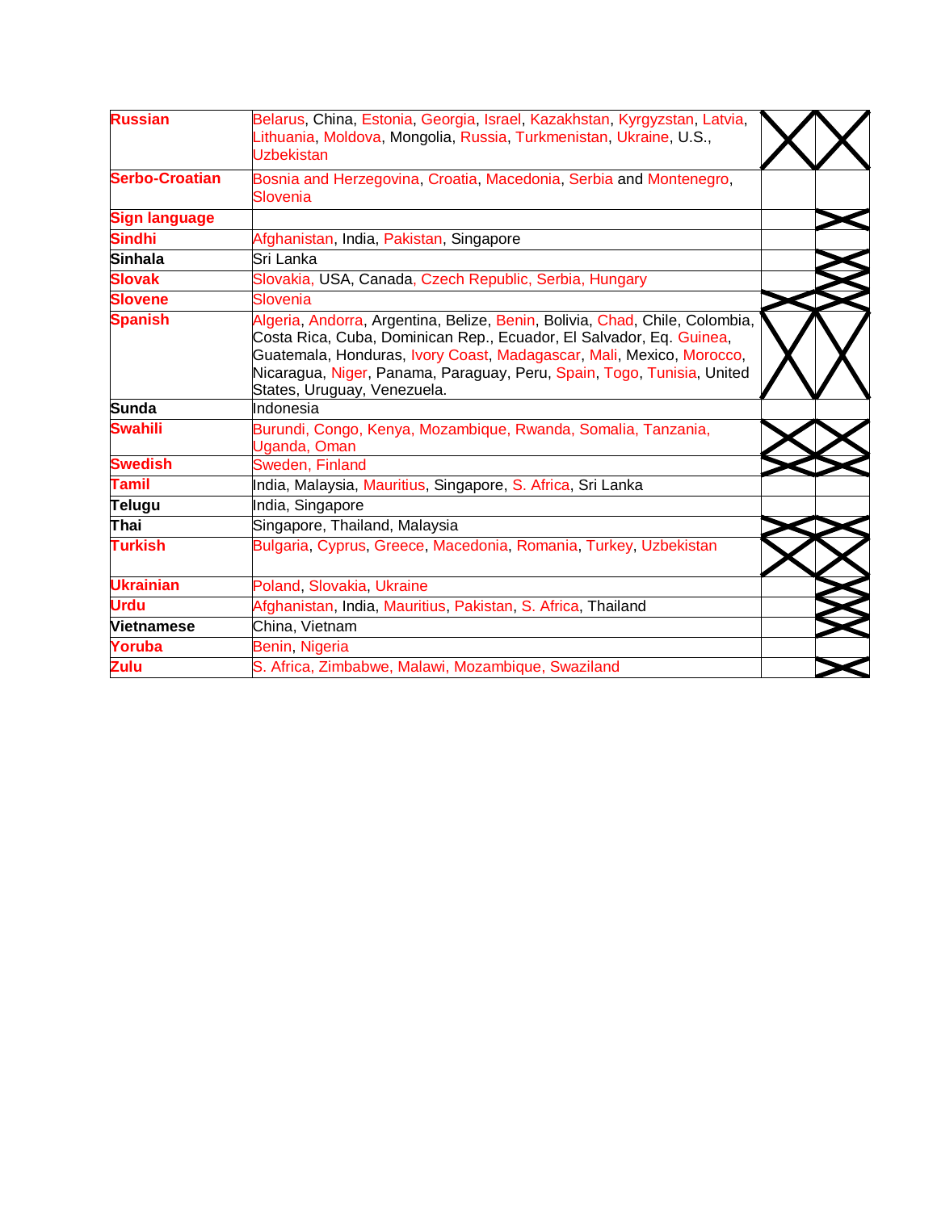| | | | |
|---|---|---|---|
| **Russian** | Belarus, China, Estonia, Georgia, Israel, Kazakhstan, Kyrgyzstan, Latvia, Lithuania, Moldova, Mongolia, Russia, Turkmenistan, Ukraine, U.S., Uzbekistan | X | X |
| **Serbo-Croatian** | Bosnia and Herzegovina, Croatia, Macedonia, Serbia and Montenegro, Slovenia | | |
| **Sign language** | | | X |
| **Sindhi** | Afghanistan, India, Pakistan, Singapore | | |
| **Sinhala** | Sri Lanka | | X |
| **Slovak** | Slovakia, USA, Canada, Czech Republic, Serbia, Hungary | | X |
| **Slovene** | Slovenia | X | X |
| **Spanish** | Algeria, Andorra, Argentina, Belize, Benin, Bolivia, Chad, Chile, Colombia, Costa Rica, Cuba, Dominican Rep., Ecuador, El Salvador, Eq. Guinea, Guatemala, Honduras, Ivory Coast, Madagascar, Mali, Mexico, Morocco, Nicaragua, Niger, Panama, Paraguay, Peru, Spain, Togo, Tunisia, United States, Uruguay, Venezuela. | X | X |
| **Sunda** | Indonesia | | |
| **Swahili** | Burundi, Congo, Kenya, Mozambique, Rwanda, Somalia, Tanzania, Uganda, Oman | X | X |
| **Swedish** | Sweden, Finland | X | X |
| **Tamil** | India, Malaysia, Mauritius, Singapore, S. Africa, Sri Lanka | | |
| **Telugu** | India, Singapore | | |
| **Thai** | Singapore, Thailand, Malaysia | X | X |
| **Turkish** | Bulgaria, Cyprus, Greece, Macedonia, Romania, Turkey, Uzbekistan | X | X |
| **Ukrainian** | Poland, Slovakia, Ukraine | | X |
| **Urdu** | Afghanistan, India, Mauritius, Pakistan, S. Africa, Thailand | | X |
| **Vietnamese** | China, Vietnam | | X |
| **Yoruba** | Benin, Nigeria | | |
| **Zulu** | S. Africa, Zimbabwe, Malawi, Mozambique, Swaziland | | X |